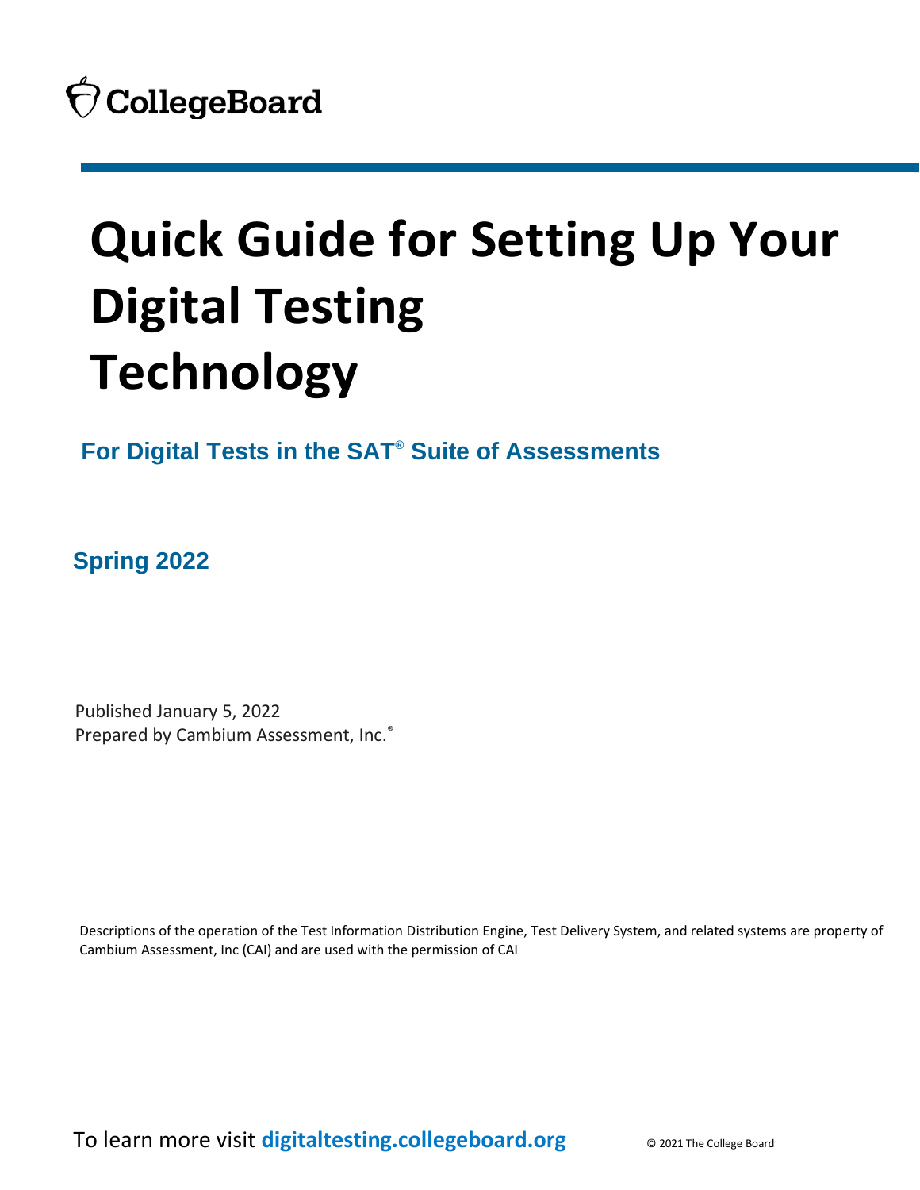CollegeBoard

# Quick Guide for Setting Up Your Digital Testing Technology

## For Digital Tests in the SAT® Suite of Assessments

### Spring 2022

Published January 5, 2022
Prepared by Cambium Assessment, Inc.®

Descriptions of the operation of the Test Information Distribution Engine, Test Delivery System, and related systems are property of Cambium Assessment, Inc (CAI) and are used with the permission of CAI

To learn more visit **digitaltesting.collegeboard.org**

© 2021 The College Board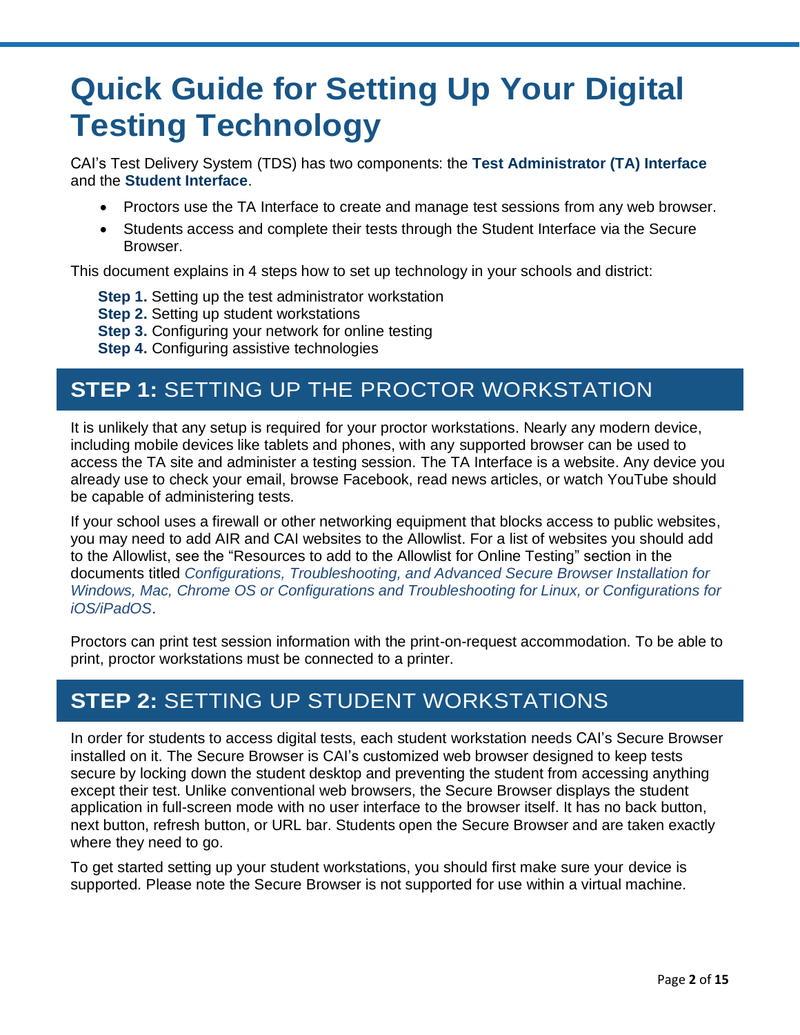# Quick Guide for Setting Up Your Digital Testing Technology

CAI's Test Delivery System (TDS) has two components: the **Test Administrator (TA) Interface** and the **Student Interface**.

- Proctors use the TA Interface to create and manage test sessions from any web browser.
- Students access and complete their tests through the Student Interface via the Secure Browser.

This document explains in 4 steps how to set up technology in your schools and district:

**Step 1.** Setting up the test administrator workstation
**Step 2.** Setting up student workstations
**Step 3.** Configuring your network for online testing
**Step 4.** Configuring assistive technologies

## STEP 1: SETTING UP THE PROCTOR WORKSTATION

It is unlikely that any setup is required for your proctor workstations. Nearly any modern device, including mobile devices like tablets and phones, with any supported browser can be used to access the TA site and administer a testing session. The TA Interface is a website. Any device you already use to check your email, browse Facebook, read news articles, or watch YouTube should be capable of administering tests.

If your school uses a firewall or other networking equipment that blocks access to public websites, you may need to add AIR and CAI websites to the Allowlist. For a list of websites you should add to the Allowlist, see the "Resources to add to the Allowlist for Online Testing" section in the documents titled *Configurations, Troubleshooting, and Advanced Secure Browser Installation for Windows, Mac, Chrome OS or Configurations and Troubleshooting for Linux, or Configurations for iOS/iPadOS*.

Proctors can print test session information with the print-on-request accommodation. To be able to print, proctor workstations must be connected to a printer.

## STEP 2: SETTING UP STUDENT WORKSTATIONS

In order for students to access digital tests, each student workstation needs CAI's Secure Browser installed on it. The Secure Browser is CAI's customized web browser designed to keep tests secure by locking down the student desktop and preventing the student from accessing anything except their test. Unlike conventional web browsers, the Secure Browser displays the student application in full-screen mode with no user interface to the browser itself. It has no back button, next button, refresh button, or URL bar. Students open the Secure Browser and are taken exactly where they need to go.

To get started setting up your student workstations, you should first make sure your device is supported. Please note the Secure Browser is not supported for use within a virtual machine.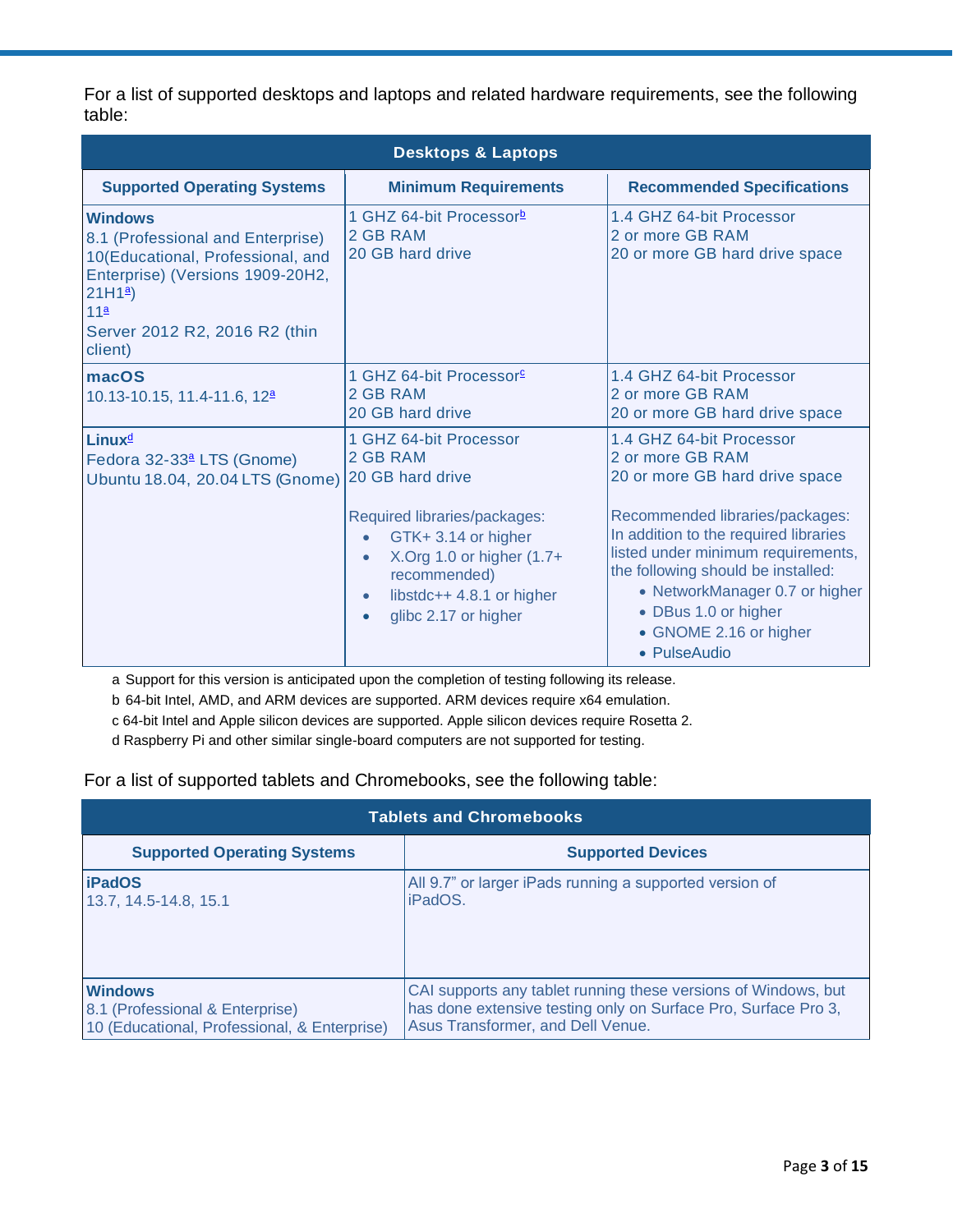For a list of supported desktops and laptops and related hardware requirements, see the following table:

| Desktops & Laptops | | |
|---|---|---|
| **Supported Operating Systems** | **Minimum Requirements** | **Recommended Specifications** |
| **Windows**<br>8.1 (Professional and Enterprise)<br>10(Educational, Professional, and Enterprise) (Versions 1909-20H2, 21H1[a])<br>11[a]<br>Server 2012 R2, 2016 R2 (thin client) | 1 GHZ 64-bit Processor[b]<br>2 GB RAM<br>20 GB hard drive | 1.4 GHZ 64-bit Processor<br>2 or more GB RAM<br>20 or more GB hard drive space |
| **macOS**<br>10.13-10.15, 11.4-11.6, 12[a] | 1 GHZ 64-bit Processor[c]<br>2 GB RAM<br>20 GB hard drive | 1.4 GHZ 64-bit Processor<br>2 or more GB RAM<br>20 or more GB hard drive space |
| **Linux**[d]<br>Fedora 32-33[a] LTS (Gnome)<br>Ubuntu 18.04, 20.04 LTS (Gnome) | 1 GHZ 64-bit Processor<br>2 GB RAM<br>20 GB hard drive<br><br>Required libraries/packages:<br>• GTK+ 3.14 or higher<br>• X.Org 1.0 or higher (1.7+ recommended)<br>• libstdc++ 4.8.1 or higher<br>• glibc 2.17 or higher | 1.4 GHZ 64-bit Processor<br>2 or more GB RAM<br>20 or more GB hard drive space<br><br>Recommended libraries/packages:<br>In addition to the required libraries listed under minimum requirements, the following should be installed:<br>• NetworkManager 0.7 or higher<br>• DBus 1.0 or higher<br>• GNOME 2.16 or higher<br>• PulseAudio |

a Support for this version is anticipated upon the completion of testing following its release.

b 64-bit Intel, AMD, and ARM devices are supported. ARM devices require x64 emulation.

c 64-bit Intel and Apple silicon devices are supported. Apple silicon devices require Rosetta 2.

d Raspberry Pi and other similar single-board computers are not supported for testing.

For a list of supported tablets and Chromebooks, see the following table:

| Tablets and Chromebooks | |
|---|---|
| **Supported Operating Systems** | **Supported Devices** |
| **iPadOS**<br>13.7, 14.5-14.8, 15.1 | All 9.7" or larger iPads running a supported version of iPadOS. |
| **Windows**<br>8.1 (Professional & Enterprise)<br>10 (Educational, Professional, & Enterprise) | CAI supports any tablet running these versions of Windows, but has done extensive testing only on Surface Pro, Surface Pro 3, Asus Transformer, and Dell Venue. |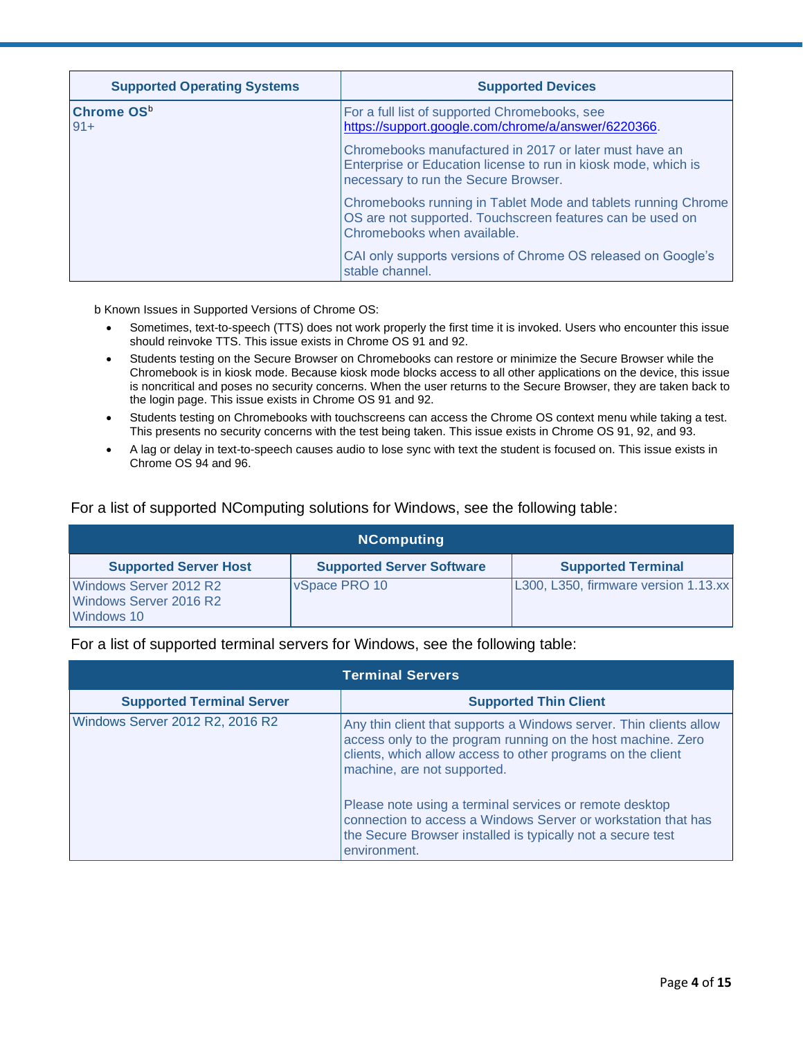| Supported Operating Systems | Supported Devices |
|---|---|
| **Chrome OS**[b]<br>91+ | For a full list of supported Chromebooks, see https://support.google.com/chrome/a/answer/6220366.<br><br>Chromebooks manufactured in 2017 or later must have an Enterprise or Education license to run in kiosk mode, which is necessary to run the Secure Browser.<br><br>Chromebooks running in Tablet Mode and tablets running Chrome OS are not supported. Touchscreen features can be used on Chromebooks when available.<br><br>CAI only supports versions of Chrome OS released on Google's stable channel. |

b Known Issues in Supported Versions of Chrome OS:

- Sometimes, text-to-speech (TTS) does not work properly the first time it is invoked. Users who encounter this issue should reinvoke TTS. This issue exists in Chrome OS 91 and 92.
- Students testing on the Secure Browser on Chromebooks can restore or minimize the Secure Browser while the Chromebook is in kiosk mode. Because kiosk mode blocks access to all other applications on the device, this issue is noncritical and poses no security concerns. When the user returns to the Secure Browser, they are taken back to the login page. This issue exists in Chrome OS 91 and 92.
- Students testing on Chromebooks with touchscreens can access the Chrome OS context menu while taking a test. This presents no security concerns with the test being taken. This issue exists in Chrome OS 91, 92, and 93.
- A lag or delay in text-to-speech causes audio to lose sync with text the student is focused on. This issue exists in Chrome OS 94 and 96.

For a list of supported NComputing solutions for Windows, see the following table:

| NComputing | | |
|---|---|---|
| **Supported Server Host** | **Supported Server Software** | **Supported Terminal** |
| Windows Server 2012 R2<br>Windows Server 2016 R2<br>Windows 10 | vSpace PRO 10 | L300, L350, firmware version 1.13.xx |

For a list of supported terminal servers for Windows, see the following table:

| Terminal Servers | |
|---|---|
| **Supported Terminal Server** | **Supported Thin Client** |
| Windows Server 2012 R2, 2016 R2 | Any thin client that supports a Windows server. Thin clients allow access only to the program running on the host machine. Zero clients, which allow access to other programs on the client machine, are not supported.<br><br>Please note using a terminal services or remote desktop connection to access a Windows Server or workstation that has the Secure Browser installed is typically not a secure test environment. |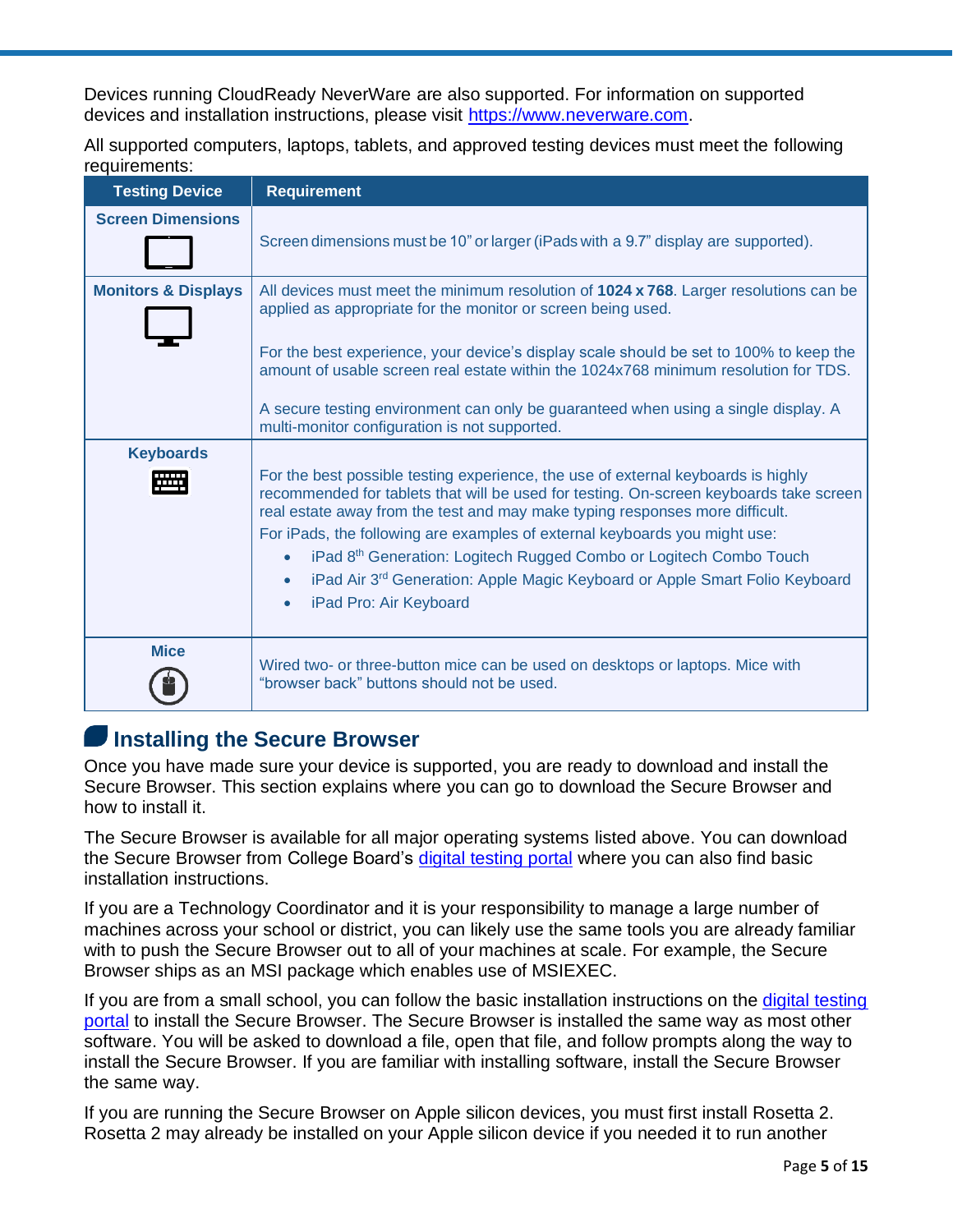Devices running CloudReady NeverWare are also supported. For information on supported devices and installation instructions, please visit https://www.neverware.com.

All supported computers, laptops, tablets, and approved testing devices must meet the following requirements:

| Testing Device | Requirement |
| --- | --- |
| Screen Dimensions | Screen dimensions must be 10" or larger (iPads with a 9.7" display are supported). |
| Monitors & Displays | All devices must meet the minimum resolution of **1024 x 768**. Larger resolutions can be applied as appropriate for the monitor or screen being used.<br><br>For the best experience, your device's display scale should be set to 100% to keep the amount of usable screen real estate within the 1024x768 minimum resolution for TDS.<br><br>A secure testing environment can only be guaranteed when using a single display. A multi-monitor configuration is not supported. |
| Keyboards | For the best possible testing experience, the use of external keyboards is highly recommended for tablets that will be used for testing. On-screen keyboards take screen real estate away from the test and may make typing responses more difficult.<br>For iPads, the following are examples of external keyboards you might use:<br>• iPad 8th Generation: Logitech Rugged Combo or Logitech Combo Touch<br>• iPad Air 3rd Generation: Apple Magic Keyboard or Apple Smart Folio Keyboard<br>• iPad Pro: Air Keyboard |
| Mice | Wired two- or three-button mice can be used on desktops or laptops. Mice with "browser back" buttons should not be used. |

## Installing the Secure Browser

Once you have made sure your device is supported, you are ready to download and install the Secure Browser. This section explains where you can go to download the Secure Browser and how to install it.

The Secure Browser is available for all major operating systems listed above. You can download the Secure Browser from College Board's digital testing portal where you can also find basic installation instructions.

If you are a Technology Coordinator and it is your responsibility to manage a large number of machines across your school or district, you can likely use the same tools you are already familiar with to push the Secure Browser out to all of your machines at scale. For example, the Secure Browser ships as an MSI package which enables use of MSIEXEC.

If you are from a small school, you can follow the basic installation instructions on the digital testing portal to install the Secure Browser. The Secure Browser is installed the same way as most other software. You will be asked to download a file, open that file, and follow prompts along the way to install the Secure Browser. If you are familiar with installing software, install the Secure Browser the same way.

If you are running the Secure Browser on Apple silicon devices, you must first install Rosetta 2. Rosetta 2 may already be installed on your Apple silicon device if you needed it to run another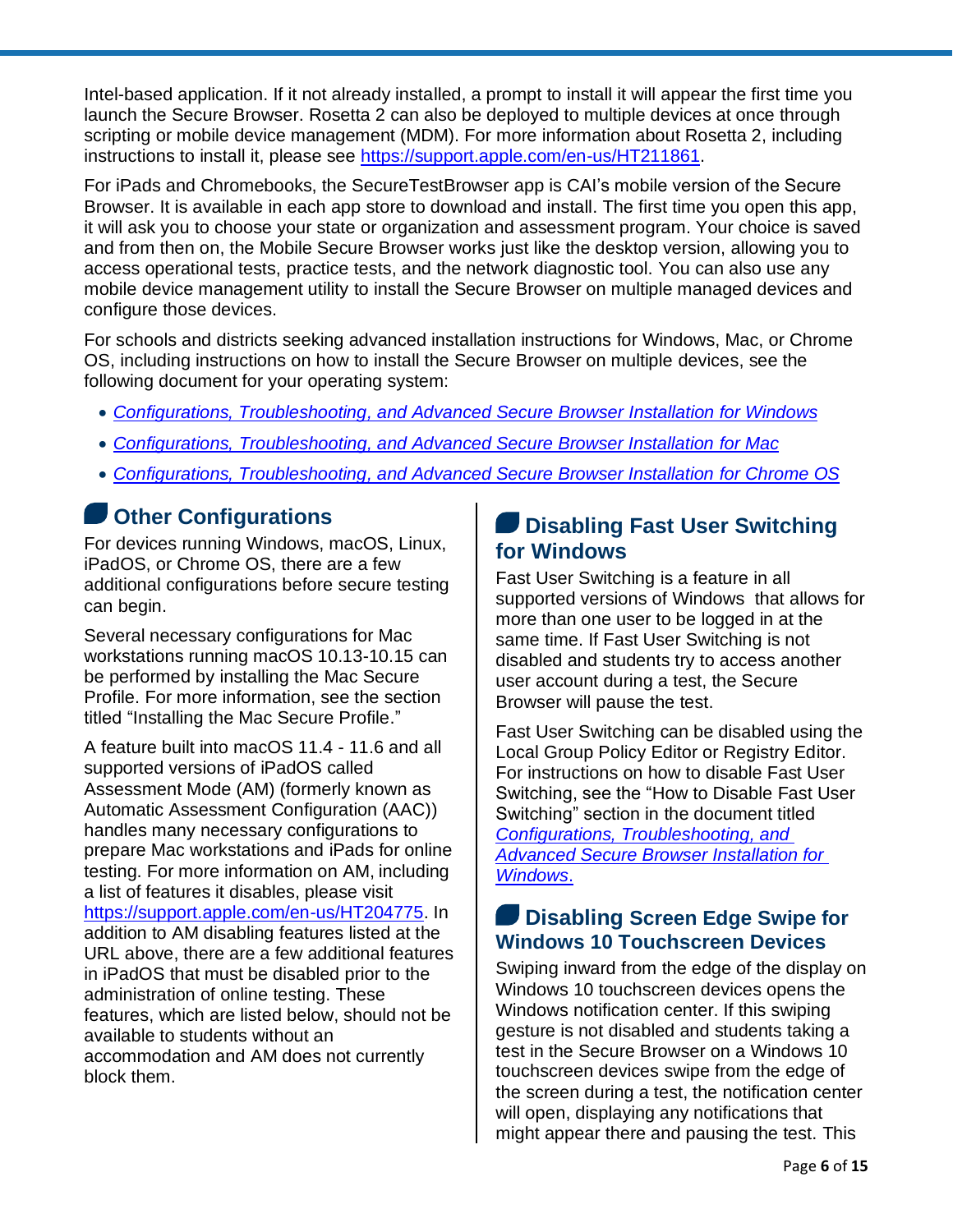Intel-based application. If it not already installed, a prompt to install it will appear the first time you launch the Secure Browser. Rosetta 2 can also be deployed to multiple devices at once through scripting or mobile device management (MDM). For more information about Rosetta 2, including instructions to install it, please see https://support.apple.com/en-us/HT211861.

For iPads and Chromebooks, the SecureTestBrowser app is CAI's mobile version of the Secure Browser. It is available in each app store to download and install. The first time you open this app, it will ask you to choose your state or organization and assessment program. Your choice is saved and from then on, the Mobile Secure Browser works just like the desktop version, allowing you to access operational tests, practice tests, and the network diagnostic tool. You can also use any mobile device management utility to install the Secure Browser on multiple managed devices and configure those devices.

For schools and districts seeking advanced installation instructions for Windows, Mac, or Chrome OS, including instructions on how to install the Secure Browser on multiple devices, see the following document for your operating system:

- *Configurations, Troubleshooting, and Advanced Secure Browser Installation for Windows*
- *Configurations, Troubleshooting, and Advanced Secure Browser Installation for Mac*
- *Configurations, Troubleshooting, and Advanced Secure Browser Installation for Chrome OS*

## Other Configurations

For devices running Windows, macOS, Linux, iPadOS, or Chrome OS, there are a few additional configurations before secure testing can begin.

Several necessary configurations for Mac workstations running macOS 10.13-10.15 can be performed by installing the Mac Secure Profile. For more information, see the section titled "Installing the Mac Secure Profile."

A feature built into macOS 11.4 - 11.6 and all supported versions of iPadOS called Assessment Mode (AM) (formerly known as Automatic Assessment Configuration (AAC)) handles many necessary configurations to prepare Mac workstations and iPads for online testing. For more information on AM, including a list of features it disables, please visit https://support.apple.com/en-us/HT204775. In addition to AM disabling features listed at the URL above, there are a few additional features in iPadOS that must be disabled prior to the administration of online testing. These features, which are listed below, should not be available to students without an accommodation and AM does not currently block them.

## Disabling Fast User Switching for Windows

Fast User Switching is a feature in all supported versions of Windows that allows for more than one user to be logged in at the same time. If Fast User Switching is not disabled and students try to access another user account during a test, the Secure Browser will pause the test.

Fast User Switching can be disabled using the Local Group Policy Editor or Registry Editor. For instructions on how to disable Fast User Switching, see the "How to Disable Fast User Switching" section in the document titled *Configurations, Troubleshooting, and Advanced Secure Browser Installation for Windows*.

## Disabling Screen Edge Swipe for Windows 10 Touchscreen Devices

Swiping inward from the edge of the display on Windows 10 touchscreen devices opens the Windows notification center. If this swiping gesture is not disabled and students taking a test in the Secure Browser on a Windows 10 touchscreen devices swipe from the edge of the screen during a test, the notification center will open, displaying any notifications that might appear there and pausing the test. This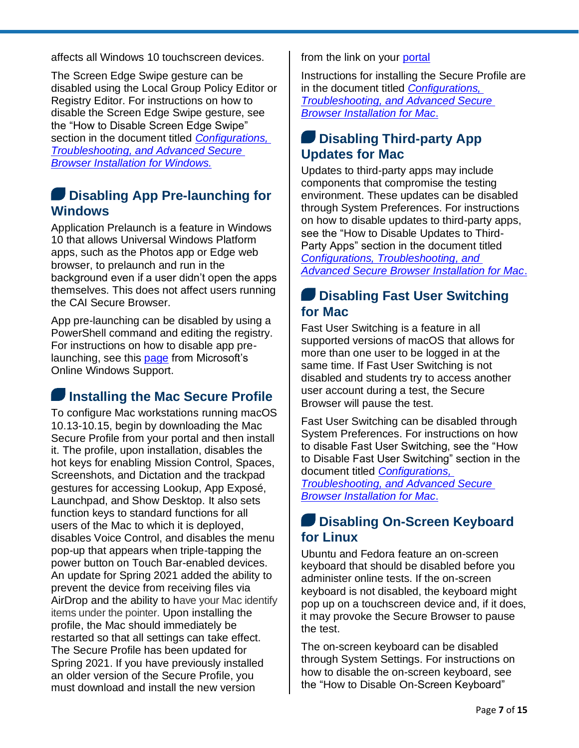affects all Windows 10 touchscreen devices.

The Screen Edge Swipe gesture can be disabled using the Local Group Policy Editor or Registry Editor. For instructions on how to disable the Screen Edge Swipe gesture, see the "How to Disable Screen Edge Swipe" section in the document titled *Configurations, Troubleshooting, and Advanced Secure Browser Installation for Windows.*

## Disabling App Pre-launching for Windows

Application Prelaunch is a feature in Windows 10 that allows Universal Windows Platform apps, such as the Photos app or Edge web browser, to prelaunch and run in the background even if a user didn't open the apps themselves. This does not affect users running the CAI Secure Browser.

App pre-launching can be disabled by using a PowerShell command and editing the registry. For instructions on how to disable app pre-launching, see this page from Microsoft's Online Windows Support.

## Installing the Mac Secure Profile

To configure Mac workstations running macOS 10.13-10.15, begin by downloading the Mac Secure Profile from your portal and then install it. The profile, upon installation, disables the hot keys for enabling Mission Control, Spaces, Screenshots, and Dictation and the trackpad gestures for accessing Lookup, App Exposé, Launchpad, and Show Desktop. It also sets function keys to standard functions for all users of the Mac to which it is deployed, disables Voice Control, and disables the menu pop-up that appears when triple-tapping the power button on Touch Bar-enabled devices. An update for Spring 2021 added the ability to prevent the device from receiving files via AirDrop and the ability to have your Mac identify items under the pointer. Upon installing the profile, the Mac should immediately be restarted so that all settings can take effect. The Secure Profile has been updated for Spring 2021. If you have previously installed an older version of the Secure Profile, you must download and install the new version from the link on your portal

Instructions for installing the Secure Profile are in the document titled *Configurations, Troubleshooting, and Advanced Secure Browser Installation for Mac*.

## Disabling Third-party App Updates for Mac

Updates to third-party apps may include components that compromise the testing environment. These updates can be disabled through System Preferences. For instructions on how to disable updates to third-party apps, see the "How to Disable Updates to Third-Party Apps" section in the document titled *Configurations, Troubleshooting, and Advanced Secure Browser Installation for Mac*.

## Disabling Fast User Switching for Mac

Fast User Switching is a feature in all supported versions of macOS that allows for more than one user to be logged in at the same time. If Fast User Switching is not disabled and students try to access another user account during a test, the Secure Browser will pause the test.

Fast User Switching can be disabled through System Preferences. For instructions on how to disable Fast User Switching, see the "How to Disable Fast User Switching" section in the document titled *Configurations, Troubleshooting, and Advanced Secure Browser Installation for Mac*.

## Disabling On-Screen Keyboard for Linux

Ubuntu and Fedora feature an on-screen keyboard that should be disabled before you administer online tests. If the on-screen keyboard is not disabled, the keyboard might pop up on a touchscreen device and, if it does, it may provoke the Secure Browser to pause the test.

The on-screen keyboard can be disabled through System Settings. For instructions on how to disable the on-screen keyboard, see the "How to Disable On-Screen Keyboard"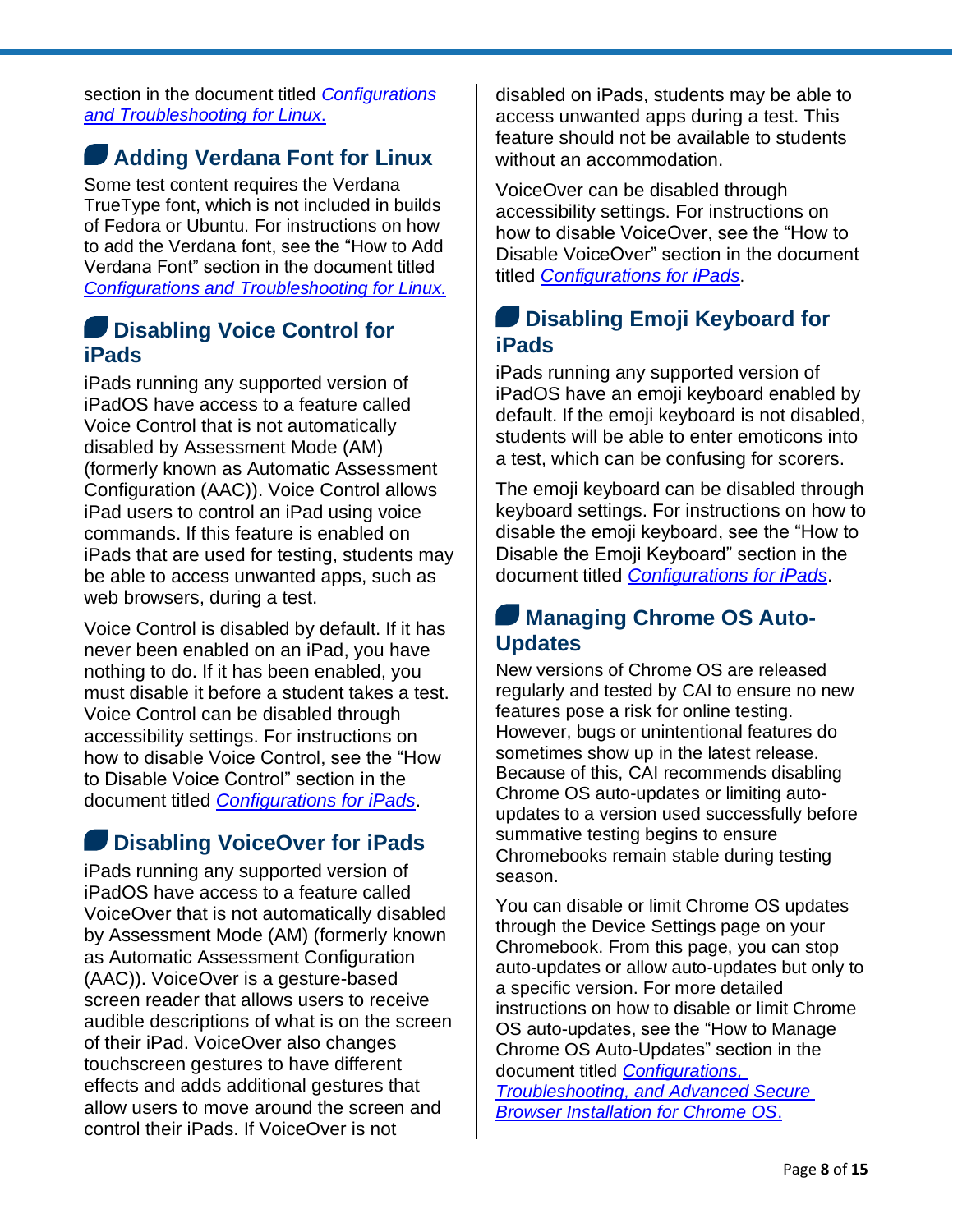section in the document titled *Configurations and Troubleshooting for Linux*.

## Adding Verdana Font for Linux

Some test content requires the Verdana TrueType font, which is not included in builds of Fedora or Ubuntu. For instructions on how to add the Verdana font, see the "How to Add Verdana Font" section in the document titled *Configurations and Troubleshooting for Linux*.

## Disabling Voice Control for iPads

iPads running any supported version of iPadOS have access to a feature called Voice Control that is not automatically disabled by Assessment Mode (AM) (formerly known as Automatic Assessment Configuration (AAC)). Voice Control allows iPad users to control an iPad using voice commands. If this feature is enabled on iPads that are used for testing, students may be able to access unwanted apps, such as web browsers, during a test.

Voice Control is disabled by default. If it has never been enabled on an iPad, you have nothing to do. If it has been enabled, you must disable it before a student takes a test. Voice Control can be disabled through accessibility settings. For instructions on how to disable Voice Control, see the "How to Disable Voice Control" section in the document titled *Configurations for iPads*.

## Disabling VoiceOver for iPads

iPads running any supported version of iPadOS have access to a feature called VoiceOver that is not automatically disabled by Assessment Mode (AM) (formerly known as Automatic Assessment Configuration (AAC)). VoiceOver is a gesture-based screen reader that allows users to receive audible descriptions of what is on the screen of their iPad. VoiceOver also changes touchscreen gestures to have different effects and adds additional gestures that allow users to move around the screen and control their iPads. If VoiceOver is not disabled on iPads, students may be able to access unwanted apps during a test. This feature should not be available to students without an accommodation.

VoiceOver can be disabled through accessibility settings. For instructions on how to disable VoiceOver, see the "How to Disable VoiceOver" section in the document titled *Configurations for iPads*.

## Disabling Emoji Keyboard for iPads

iPads running any supported version of iPadOS have an emoji keyboard enabled by default. If the emoji keyboard is not disabled, students will be able to enter emoticons into a test, which can be confusing for scorers.

The emoji keyboard can be disabled through keyboard settings. For instructions on how to disable the emoji keyboard, see the "How to Disable the Emoji Keyboard" section in the document titled *Configurations for iPads*.

## Managing Chrome OS Auto-Updates

New versions of Chrome OS are released regularly and tested by CAI to ensure no new features pose a risk for online testing. However, bugs or unintentional features do sometimes show up in the latest release. Because of this, CAI recommends disabling Chrome OS auto-updates or limiting auto-updates to a version used successfully before summative testing begins to ensure Chromebooks remain stable during testing season.

You can disable or limit Chrome OS updates through the Device Settings page on your Chromebook. From this page, you can stop auto-updates or allow auto-updates but only to a specific version. For more detailed instructions on how to disable or limit Chrome OS auto-updates, see the "How to Manage Chrome OS Auto-Updates" section in the document titled *Configurations, Troubleshooting, and Advanced Secure Browser Installation for Chrome OS*.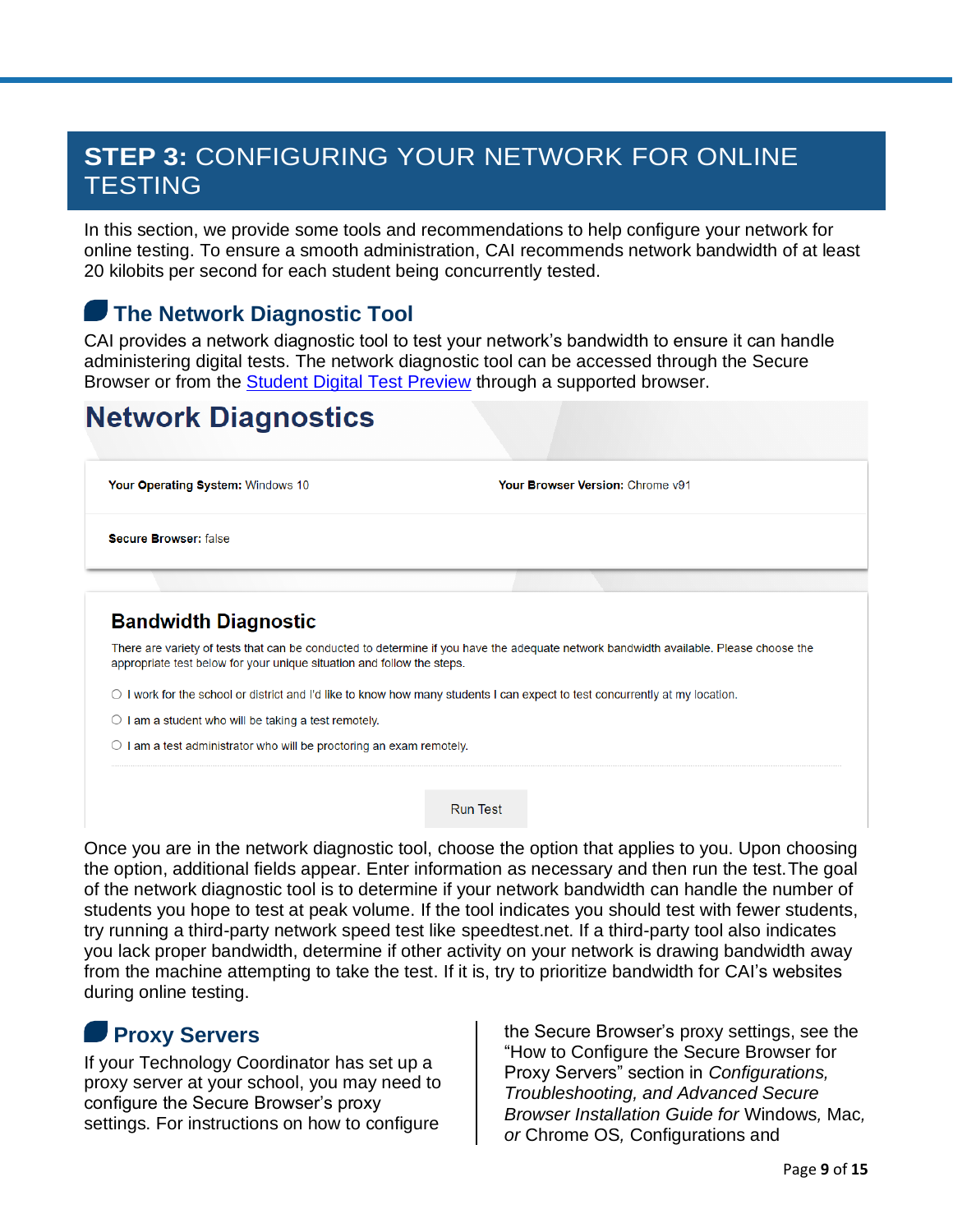## STEP 3: CONFIGURING YOUR NETWORK FOR ONLINE TESTING

In this section, we provide some tools and recommendations to help configure your network for online testing. To ensure a smooth administration, CAI recommends network bandwidth of at least 20 kilobits per second for each student being concurrently tested.

### The Network Diagnostic Tool

CAI provides a network diagnostic tool to test your network's bandwidth to ensure it can handle administering digital tests. The network diagnostic tool can be accessed through the Secure Browser or from the [Student Digital Test Preview]() through a supported browser.

**Network Diagnostics**

**Your Operating System:** Windows 10

**Your Browser Version:** Chrome v91

**Secure Browser:** false

**Bandwidth Diagnostic**

There are variety of tests that can be conducted to determine if you have the adequate network bandwidth available. Please choose the appropriate test below for your unique situation and follow the steps.

- ○ I work for the school or district and I'd like to know how many students I can expect to test concurrently at my location.
- ○ I am a student who will be taking a test remotely.
- ○ I am a test administrator who will be proctoring an exam remotely.

Run Test

Once you are in the network diagnostic tool, choose the option that applies to you. Upon choosing the option, additional fields appear. Enter information as necessary and then run the test. The goal of the network diagnostic tool is to determine if your network bandwidth can handle the number of students you hope to test at peak volume. If the tool indicates you should test with fewer students, try running a third-party network speed test like speedtest.net. If a third-party tool also indicates you lack proper bandwidth, determine if other activity on your network is drawing bandwidth away from the machine attempting to take the test. If it is, try to prioritize bandwidth for CAI's websites during online testing.

### Proxy Servers

If your Technology Coordinator has set up a proxy server at your school, you may need to configure the Secure Browser's proxy settings. For instructions on how to configure the Secure Browser's proxy settings, see the "How to Configure the Secure Browser for Proxy Servers" section in *Configurations, Troubleshooting, and Advanced Secure Browser Installation Guide for* Windows, Mac, *or* Chrome OS, Configurations and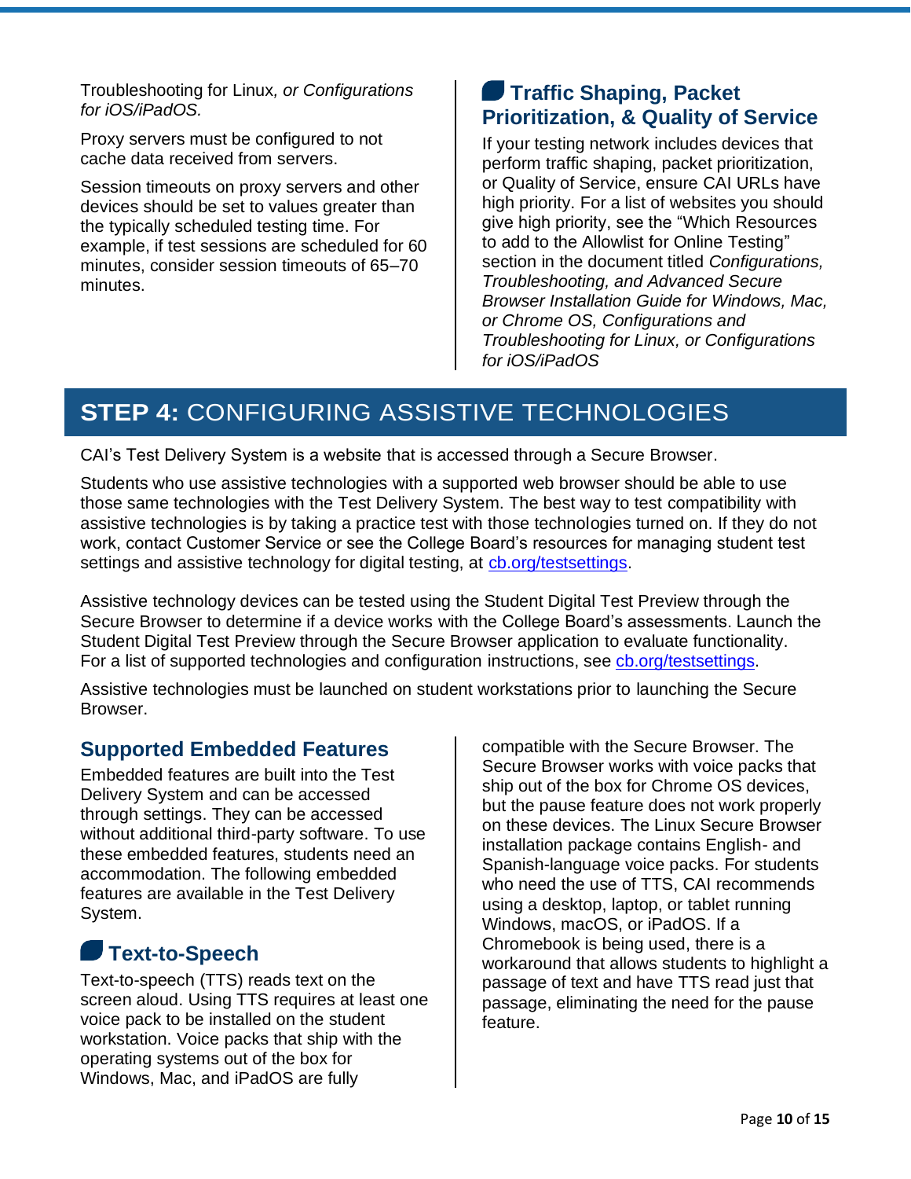Troubleshooting for Linux*, or Configurations for iOS/iPadOS.*

Proxy servers must be configured to not cache data received from servers.

Session timeouts on proxy servers and other devices should be set to values greater than the typically scheduled testing time. For example, if test sessions are scheduled for 60 minutes, consider session timeouts of 65–70 minutes.

### Traffic Shaping, Packet Prioritization, & Quality of Service

If your testing network includes devices that perform traffic shaping, packet prioritization, or Quality of Service, ensure CAI URLs have high priority. For a list of websites you should give high priority, see the "Which Resources to add to the Allowlist for Online Testing" section in the document titled *Configurations, Troubleshooting, and Advanced Secure Browser Installation Guide for Windows, Mac, or Chrome OS, Configurations and Troubleshooting for Linux, or Configurations for iOS/iPadOS*

## **STEP 4:** CONFIGURING ASSISTIVE TECHNOLOGIES

CAI's Test Delivery System is a website that is accessed through a Secure Browser.

Students who use assistive technologies with a supported web browser should be able to use those same technologies with the Test Delivery System. The best way to test compatibility with assistive technologies is by taking a practice test with those technologies turned on. If they do not work, contact Customer Service or see the College Board's resources for managing student test settings and assistive technology for digital testing, at [cb.org/testsettings](cb.org/testsettings).

Assistive technology devices can be tested using the Student Digital Test Preview through the Secure Browser to determine if a device works with the College Board's assessments. Launch the Student Digital Test Preview through the Secure Browser application to evaluate functionality. For a list of supported technologies and configuration instructions, see [cb.org/testsettings](cb.org/testsettings).

Assistive technologies must be launched on student workstations prior to launching the Secure Browser.

### Supported Embedded Features

Embedded features are built into the Test Delivery System and can be accessed through settings. They can be accessed without additional third-party software. To use these embedded features, students need an accommodation. The following embedded features are available in the Test Delivery System.

### Text-to-Speech

Text-to-speech (TTS) reads text on the screen aloud. Using TTS requires at least one voice pack to be installed on the student workstation. Voice packs that ship with the operating systems out of the box for Windows, Mac, and iPadOS are fully compatible with the Secure Browser. The Secure Browser works with voice packs that ship out of the box for Chrome OS devices, but the pause feature does not work properly on these devices. The Linux Secure Browser installation package contains English- and Spanish-language voice packs. For students who need the use of TTS, CAI recommends using a desktop, laptop, or tablet running Windows, macOS, or iPadOS. If a Chromebook is being used, there is a workaround that allows students to highlight a passage of text and have TTS read just that passage, eliminating the need for the pause feature.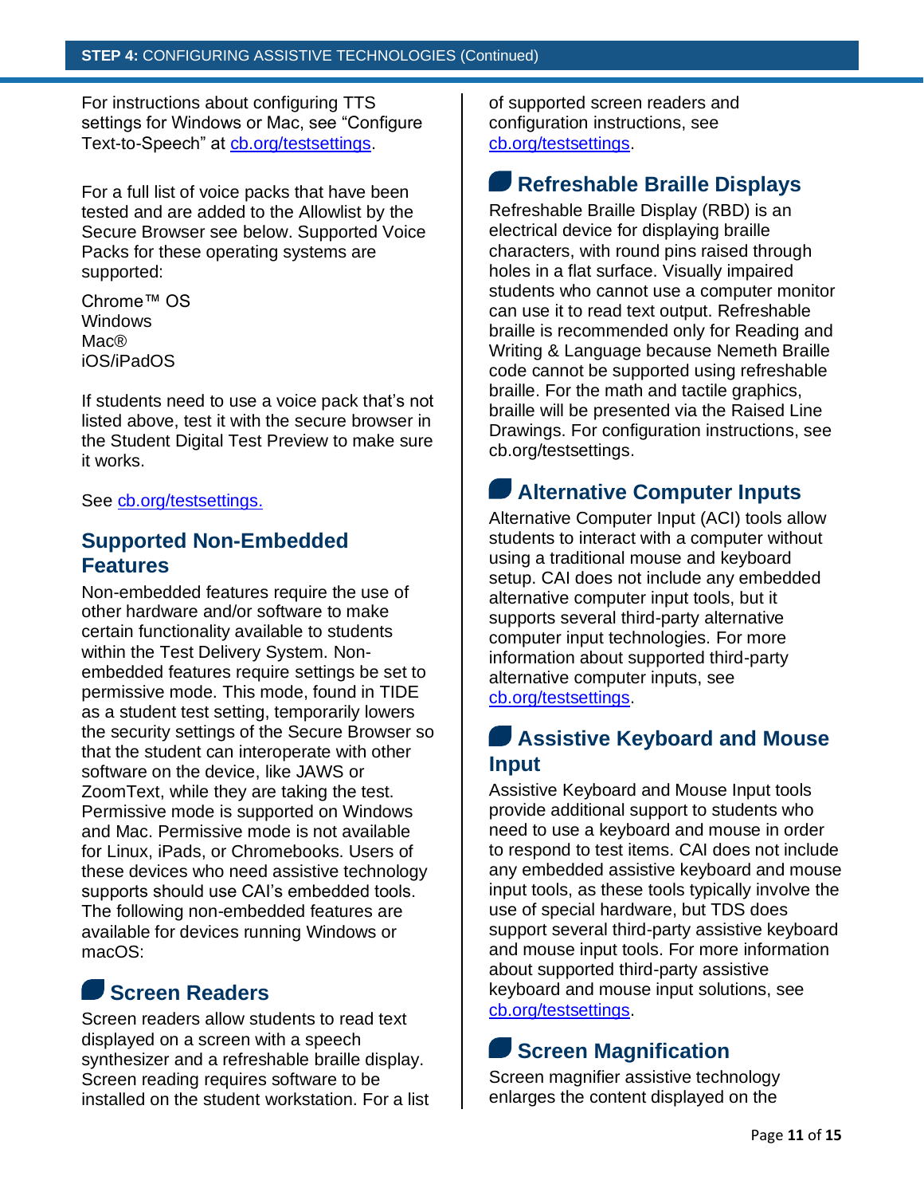For instructions about configuring TTS settings for Windows or Mac, see "Configure Text-to-Speech" at cb.org/testsettings.

For a full list of voice packs that have been tested and are added to the Allowlist by the Secure Browser see below. Supported Voice Packs for these operating systems are supported:

Chrome™ OS
Windows
Mac®
iOS/iPadOS

If students need to use a voice pack that's not listed above, test it with the secure browser in the Student Digital Test Preview to make sure it works.

See cb.org/testsettings.

## Supported Non-Embedded Features

Non-embedded features require the use of other hardware and/or software to make certain functionality available to students within the Test Delivery System. Non-embedded features require settings be set to permissive mode. This mode, found in TIDE as a student test setting, temporarily lowers the security settings of the Secure Browser so that the student can interoperate with other software on the device, like JAWS or ZoomText, while they are taking the test. Permissive mode is supported on Windows and Mac. Permissive mode is not available for Linux, iPads, or Chromebooks. Users of these devices who need assistive technology supports should use CAI's embedded tools. The following non-embedded features are available for devices running Windows or macOS:

### Screen Readers

Screen readers allow students to read text displayed on a screen with a speech synthesizer and a refreshable braille display. Screen reading requires software to be installed on the student workstation. For a list of supported screen readers and configuration instructions, see cb.org/testsettings.

### Refreshable Braille Displays

Refreshable Braille Display (RBD) is an electrical device for displaying braille characters, with round pins raised through holes in a flat surface. Visually impaired students who cannot use a computer monitor can use it to read text output. Refreshable braille is recommended only for Reading and Writing & Language because Nemeth Braille code cannot be supported using refreshable braille. For the math and tactile graphics, braille will be presented via the Raised Line Drawings. For configuration instructions, see cb.org/testsettings.

### Alternative Computer Inputs

Alternative Computer Input (ACI) tools allow students to interact with a computer without using a traditional mouse and keyboard setup. CAI does not include any embedded alternative computer input tools, but it supports several third-party alternative computer input technologies. For more information about supported third-party alternative computer inputs, see cb.org/testsettings.

### Assistive Keyboard and Mouse Input

Assistive Keyboard and Mouse Input tools provide additional support to students who need to use a keyboard and mouse in order to respond to test items. CAI does not include any embedded assistive keyboard and mouse input tools, as these tools typically involve the use of special hardware, but TDS does support several third-party assistive keyboard and mouse input tools. For more information about supported third-party assistive keyboard and mouse input solutions, see cb.org/testsettings.

### Screen Magnification

Screen magnifier assistive technology enlarges the content displayed on the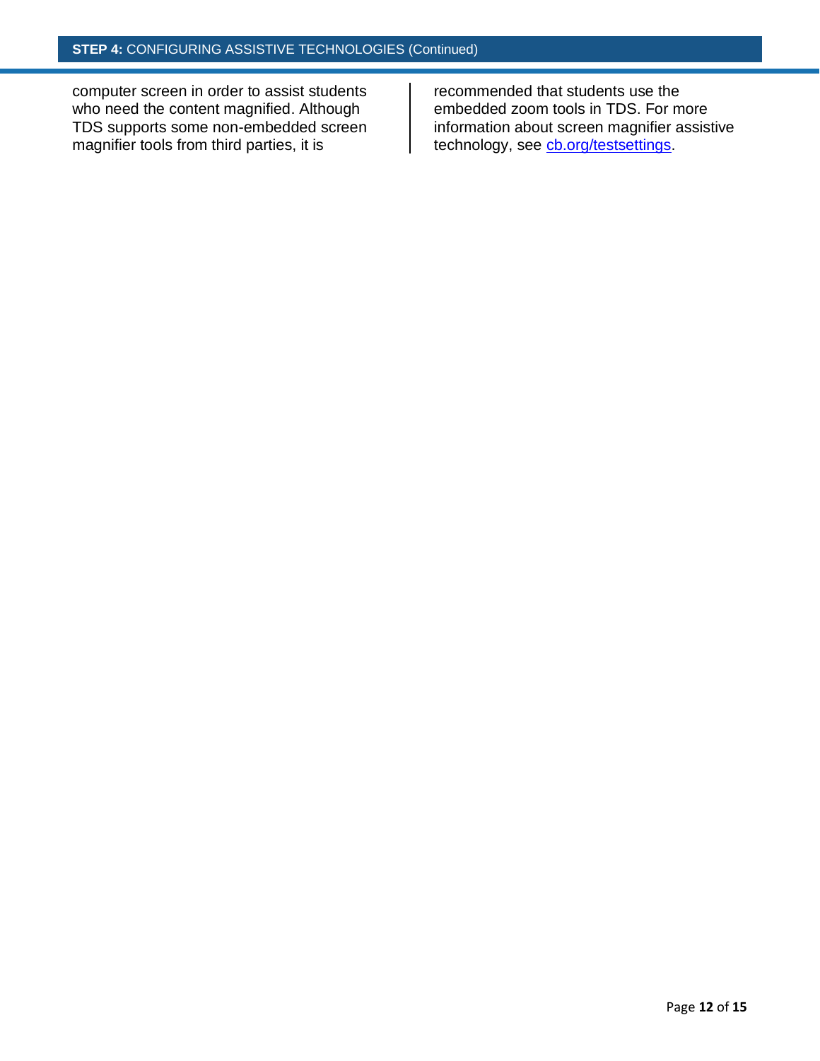computer screen in order to assist students who need the content magnified. Although TDS supports some non-embedded screen magnifier tools from third parties, it is recommended that students use the embedded zoom tools in TDS. For more information about screen magnifier assistive technology, see [cb.org/testsettings](cb.org/testsettings).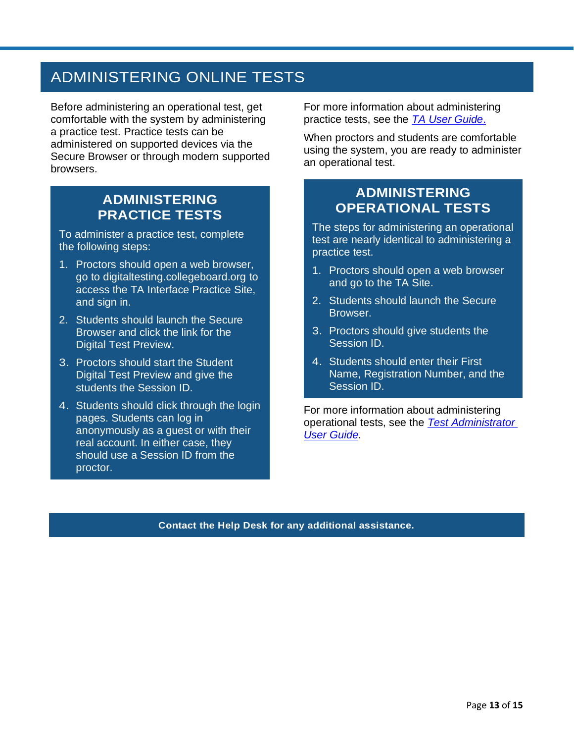# ADMINISTERING ONLINE TESTS

Before administering an operational test, get comfortable with the system by administering a practice test. Practice tests can be administered on supported devices via the Secure Browser or through modern supported browsers.

## ADMINISTERING PRACTICE TESTS

To administer a practice test, complete the following steps:

1. Proctors should open a web browser, go to digitaltesting.collegeboard.org to access the TA Interface Practice Site, and sign in.
2. Students should launch the Secure Browser and click the link for the Digital Test Preview.
3. Proctors should start the Student Digital Test Preview and give the students the Session ID.
4. Students should click through the login pages. Students can log in anonymously as a guest or with their real account. In either case, they should use a Session ID from the proctor.

For more information about administering practice tests, see the *TA User Guide*.

When proctors and students are comfortable using the system, you are ready to administer an operational test.

## ADMINISTERING OPERATIONAL TESTS

The steps for administering an operational test are nearly identical to administering a practice test.

1. Proctors should open a web browser and go to the TA Site.
2. Students should launch the Secure Browser.
3. Proctors should give students the Session ID.
4. Students should enter their First Name, Registration Number, and the Session ID.

For more information about administering operational tests, see the *Test Administrator User Guide*.

**Contact the Help Desk for any additional assistance.**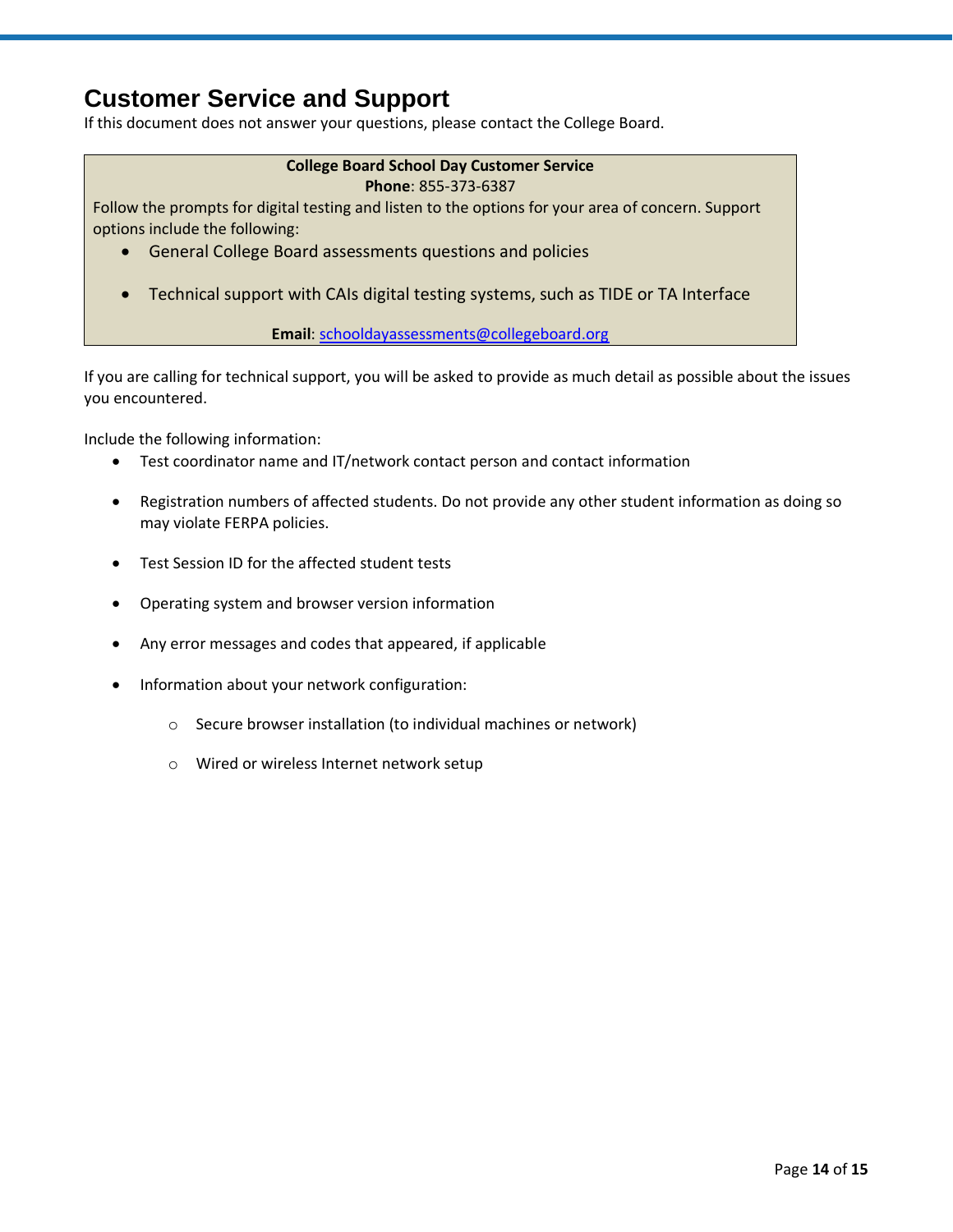## Customer Service and Support

If this document does not answer your questions, please contact the College Board.

> **College Board School Day Customer Service**
>
> **Phone**: 855-373-6387
>
> Follow the prompts for digital testing and listen to the options for your area of concern. Support options include the following:
>
> - General College Board assessments questions and policies
> - Technical support with CAIs digital testing systems, such as TIDE or TA Interface
>
> **Email**: schooldayassessments@collegeboard.org

If you are calling for technical support, you will be asked to provide as much detail as possible about the issues you encountered.

Include the following information:

- Test coordinator name and IT/network contact person and contact information
- Registration numbers of affected students. Do not provide any other student information as doing so may violate FERPA policies.
- Test Session ID for the affected student tests
- Operating system and browser version information
- Any error messages and codes that appeared, if applicable
- Information about your network configuration:
  - Secure browser installation (to individual machines or network)
  - Wired or wireless Internet network setup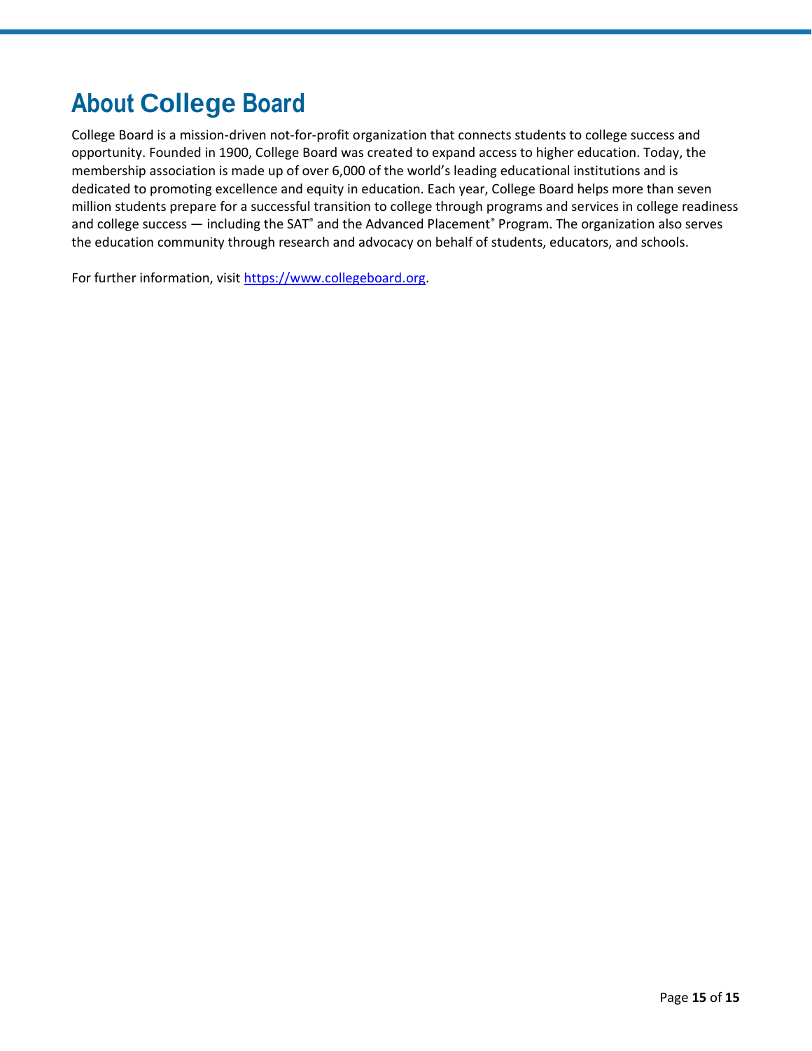# About College Board

College Board is a mission-driven not-for-profit organization that connects students to college success and opportunity. Founded in 1900, College Board was created to expand access to higher education. Today, the membership association is made up of over 6,000 of the world's leading educational institutions and is dedicated to promoting excellence and equity in education. Each year, College Board helps more than seven million students prepare for a successful transition to college through programs and services in college readiness and college success — including the SAT® and the Advanced Placement® Program. The organization also serves the education community through research and advocacy on behalf of students, educators, and schools.

For further information, visit [https://www.collegeboard.org](https://www.collegeboard.org).